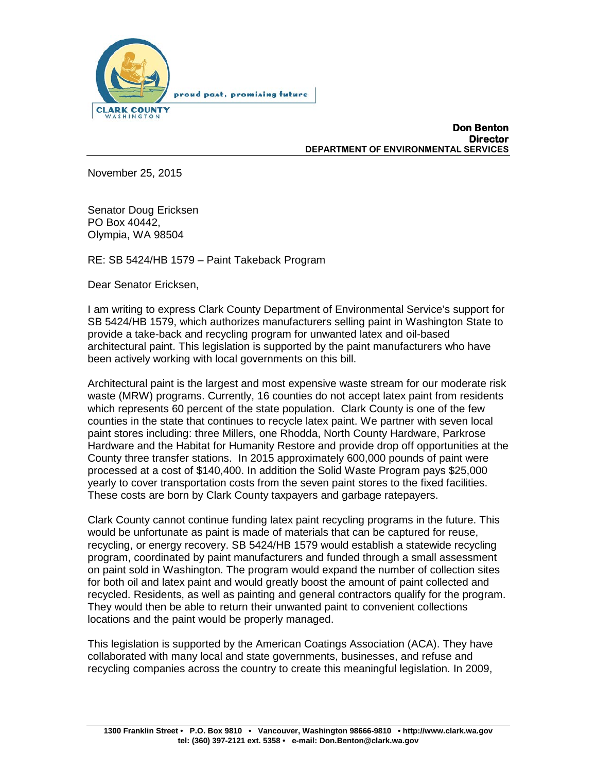proud past, promising future

CLARK COUNTY
WASHINGTON

**Don Benton**
**Director**
**DEPARTMENT OF ENVIRONMENTAL SERVICES**

November 25, 2015

Senator Doug Ericksen
PO Box 40442,
Olympia, WA 98504

RE: SB 5424/HB 1579 – Paint Takeback Program

Dear Senator Ericksen,

I am writing to express Clark County Department of Environmental Service's support for SB 5424/HB 1579, which authorizes manufacturers selling paint in Washington State to provide a take-back and recycling program for unwanted latex and oil-based architectural paint. This legislation is supported by the paint manufacturers who have been actively working with local governments on this bill.

Architectural paint is the largest and most expensive waste stream for our moderate risk waste (MRW) programs. Currently, 16 counties do not accept latex paint from residents which represents 60 percent of the state population. Clark County is one of the few counties in the state that continues to recycle latex paint. We partner with seven local paint stores including: three Millers, one Rhodda, North County Hardware, Parkrose Hardware and the Habitat for Humanity Restore and provide drop off opportunities at the County three transfer stations. In 2015 approximately 600,000 pounds of paint were processed at a cost of $140,400. In addition the Solid Waste Program pays $25,000 yearly to cover transportation costs from the seven paint stores to the fixed facilities. These costs are born by Clark County taxpayers and garbage ratepayers.

Clark County cannot continue funding latex paint recycling programs in the future. This would be unfortunate as paint is made of materials that can be captured for reuse, recycling, or energy recovery. SB 5424/HB 1579 would establish a statewide recycling program, coordinated by paint manufacturers and funded through a small assessment on paint sold in Washington. The program would expand the number of collection sites for both oil and latex paint and would greatly boost the amount of paint collected and recycled. Residents, as well as painting and general contractors qualify for the program. They would then be able to return their unwanted paint to convenient collections locations and the paint would be properly managed.

This legislation is supported by the American Coatings Association (ACA). They have collaborated with many local and state governments, businesses, and refuse and recycling companies across the country to create this meaningful legislation. In 2009,

**1300 Franklin Street • P.O. Box 9810 • Vancouver, Washington 98666-9810 • http://www.clark.wa.gov**
**tel: (360) 397-2121 ext. 5358 • e-mail: Don.Benton@clark.wa.gov**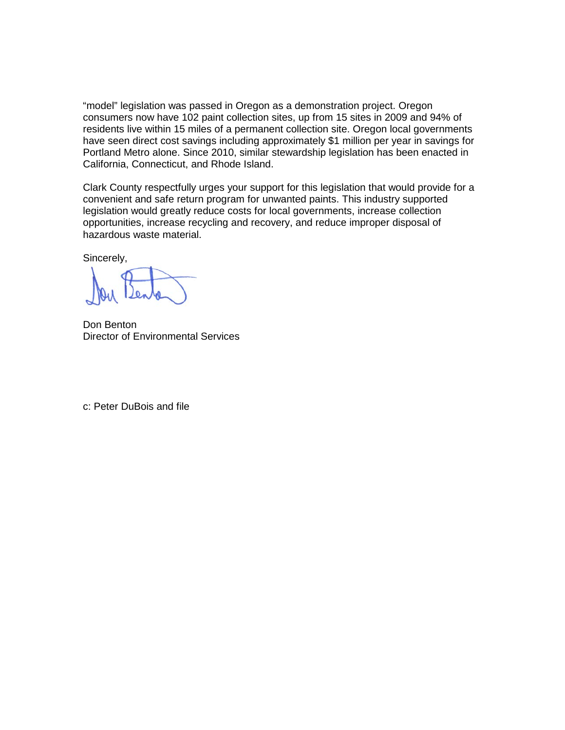"model" legislation was passed in Oregon as a demonstration project. Oregon consumers now have 102 paint collection sites, up from 15 sites in 2009 and 94% of residents live within 15 miles of a permanent collection site. Oregon local governments have seen direct cost savings including approximately $1 million per year in savings for Portland Metro alone. Since 2010, similar stewardship legislation has been enacted in California, Connecticut, and Rhode Island.

Clark County respectfully urges your support for this legislation that would provide for a convenient and safe return program for unwanted paints. This industry supported legislation would greatly reduce costs for local governments, increase collection opportunities, increase recycling and recovery, and reduce improper disposal of hazardous waste material.

Sincerely,

Don Benton
Director of Environmental Services

c: Peter DuBois and file